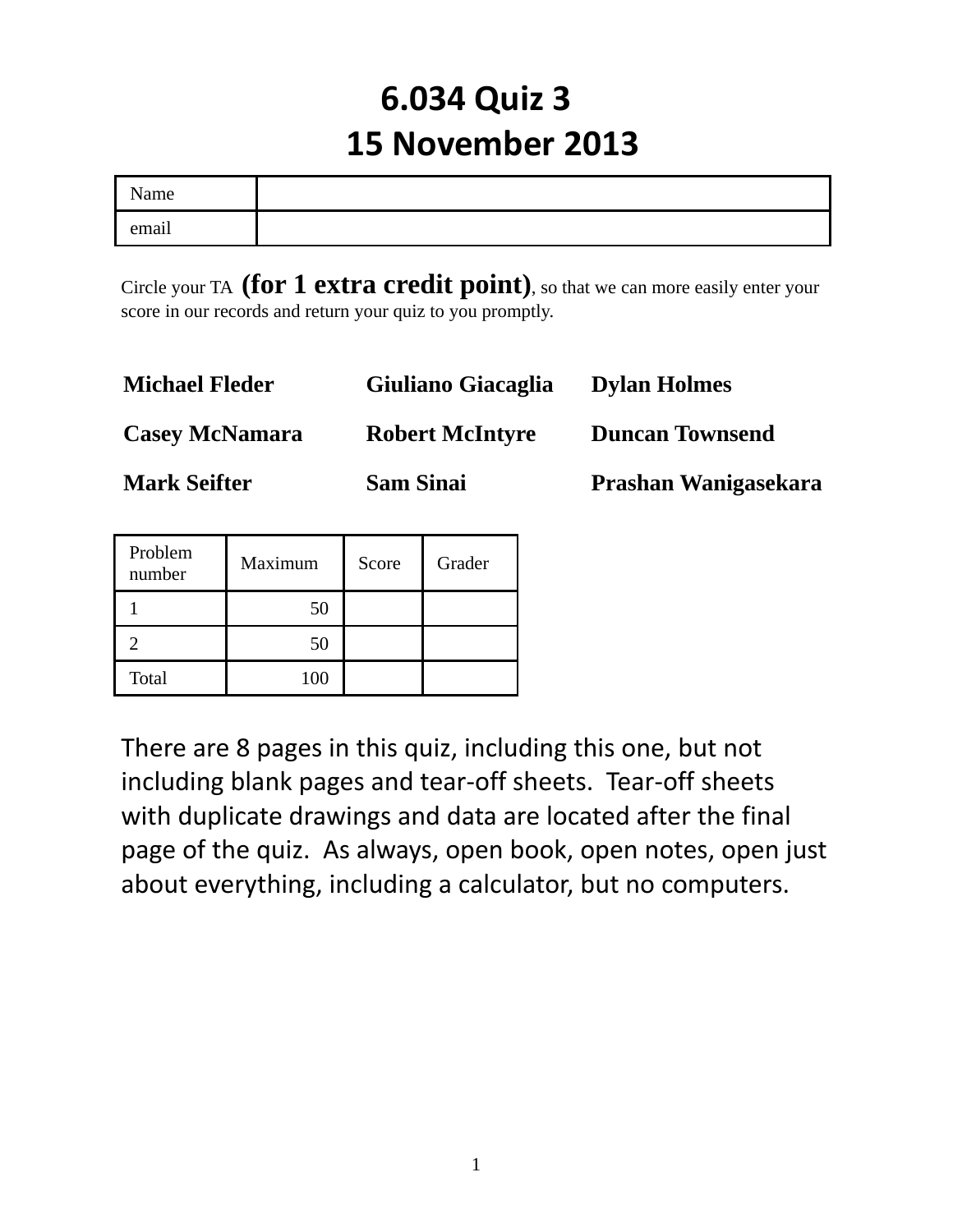# 6.034 Quiz 3
# 15 November 2013

| Name | |
|---|---|
| email | |

Circle your TA **(for 1 extra credit point)**, so that we can more easily enter your score in our records and return your quiz to you promptly.

| | | |
|---|---|---|
| **Michael Fleder** | **Giuliano Giacaglia** | **Dylan Holmes** |
| **Casey McNamara** | **Robert McIntyre** | **Duncan Townsend** |
| **Mark Seifter** | **Sam Sinai** | **Prashan Wanigasekara** |

| Problem number | Maximum | Score | Grader |
|---|---|---|---|
| 1 | 50 | | |
| 2 | 50 | | |
| Total | 100 | | |

There are 8 pages in this quiz, including this one, but not including blank pages and tear-off sheets. Tear-off sheets with duplicate drawings and data are located after the final page of the quiz. As always, open book, open notes, open just about everything, including a calculator, but no computers.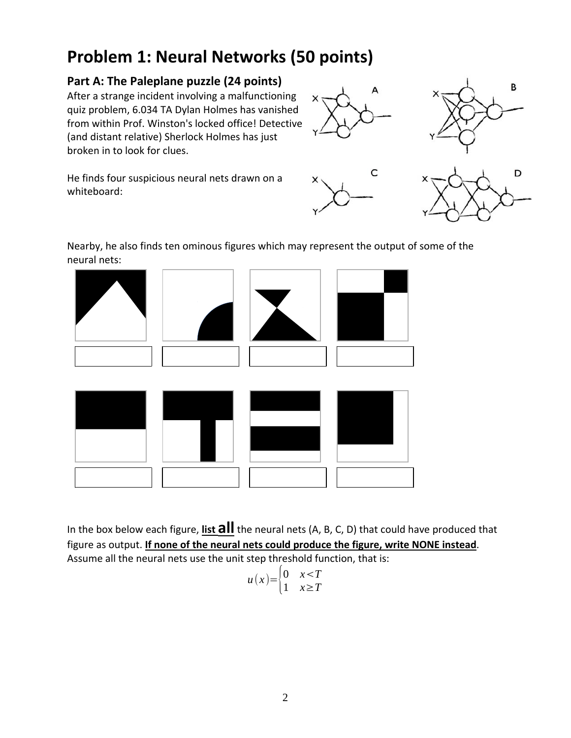# Problem 1: Neural Networks (50 points)

## Part A: The Paleplane puzzle (24 points)

After a strange incident involving a malfunctioning quiz problem, 6.034 TA Dylan Holmes has vanished from within Prof. Winston's locked office! Detective (and distant relative) Sherlock Holmes has just broken in to look for clues.

He finds four suspicious neural nets drawn on a whiteboard:

Nearby, he also finds ten ominous figures which may represent the output of some of the neural nets:

In the box below each figure, **list all** the neural nets (A, B, C, D) that could have produced that figure as output. **If none of the neural nets could produce the figure, write NONE instead**. Assume all the neural nets use the unit step threshold function, that is:

$$u(x) = \begin{cases} 0 & x < T \\ 1 & x \geq T \end{cases}$$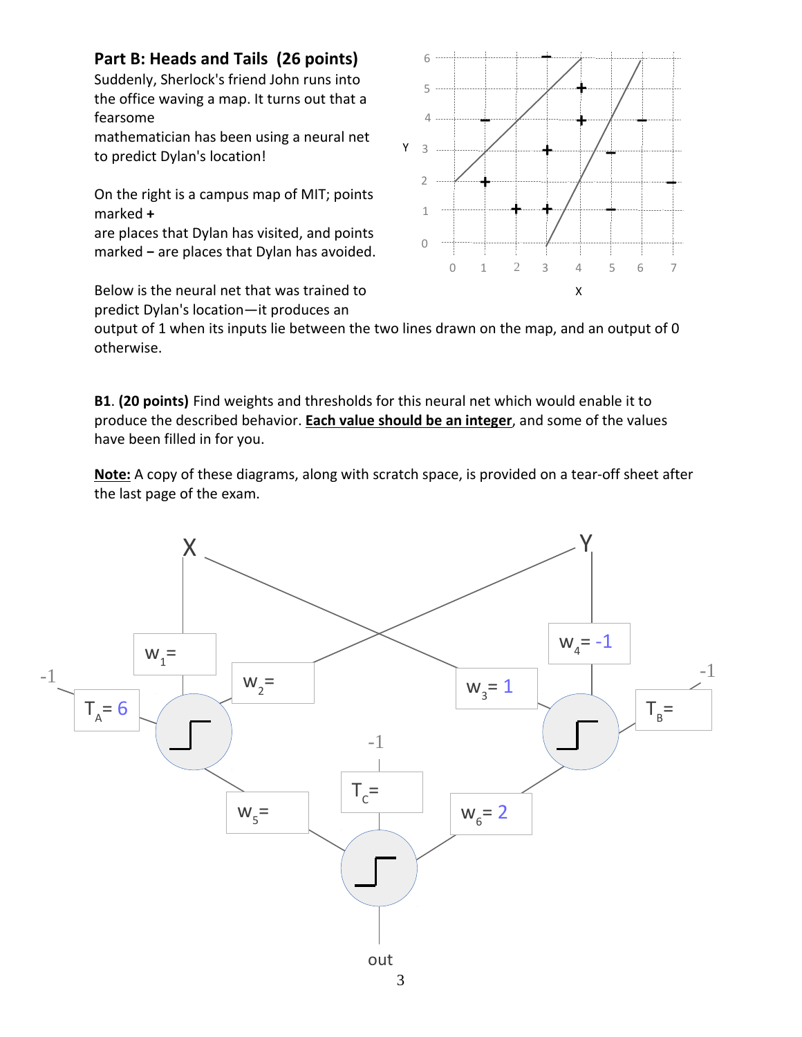## Part B: Heads and Tails (26 points)

Suddenly, Sherlock's friend John runs into the office waving a map. It turns out that a fearsome mathematician has been using a neural net to predict Dylan's location!

On the right is a campus map of MIT; points marked **+** are places that Dylan has visited, and points marked **–** are places that Dylan has avoided.

Below is the neural net that was trained to predict Dylan's location—it produces an output of 1 when its inputs lie between the two lines drawn on the map, and an output of 0 otherwise.

**B1**. **(20 points)** Find weights and thresholds for this neural net which would enable it to produce the described behavior. **Each value should be an integer**, and some of the values have been filled in for you.

**Note:** A copy of these diagrams, along with scratch space, is provided on a tear-off sheet after the last page of the exam.

- $w_1$ =
- $w_2$ =
- $w_3$ = 1
- $w_4$ = -1
- $w_5$ =
- $w_6$ = 2
- $T_A$ = 6
- $T_B$ =
- $T_C$ =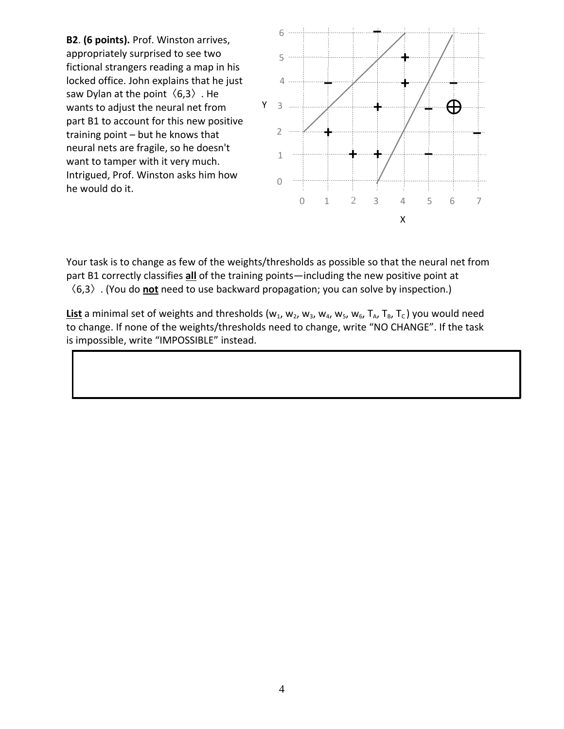**B2**. **(6 points).** Prof. Winston arrives, appropriately surprised to see two fictional strangers reading a map in his locked office. John explains that he just saw Dylan at the point 〈6,3〉. He wants to adjust the neural net from part B1 to account for this new positive training point – but he knows that neural nets are fragile, so he doesn't want to tamper with it very much. Intrigued, Prof. Winston asks him how he would do it.

Your task is to change as few of the weights/thresholds as possible so that the neural net from part B1 correctly classifies **all** of the training points—including the new positive point at 〈6,3〉. (You do **not** need to use backward propagation; you can solve by inspection.)

**List** a minimal set of weights and thresholds ($w_1$, $w_2$, $w_3$, $w_4$, $w_5$, $w_6$, $T_A$, $T_B$, $T_C$) you would need to change. If none of the weights/thresholds need to change, write "NO CHANGE". If the task is impossible, write "IMPOSSIBLE" instead.

| |
|---|
| |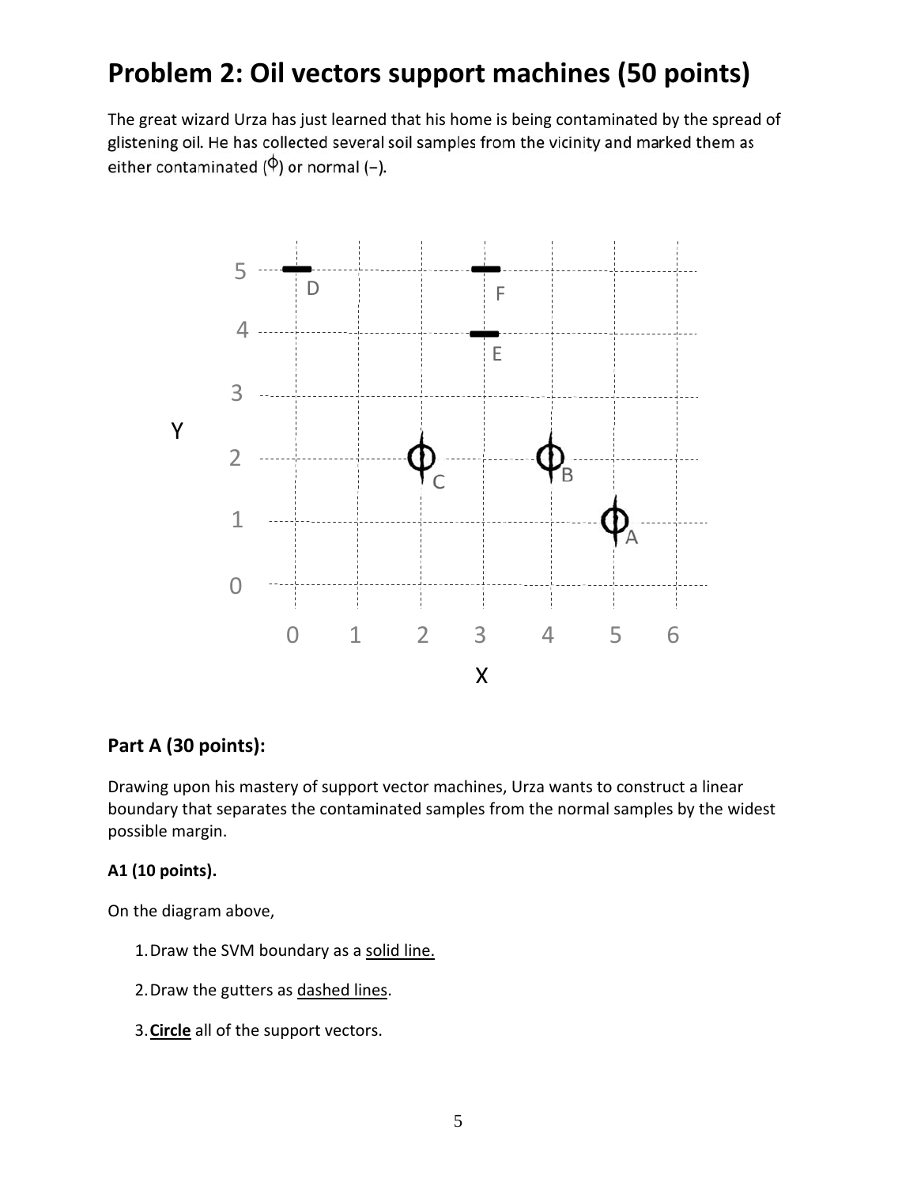# Problem 2: Oil vectors support machines (50 points)

The great wizard Urza has just learned that his home is being contaminated by the spread of glistening oil. He has collected several soil samples from the vicinity and marked them as either contaminated (Φ) or normal (−).

## Part A (30 points):

Drawing upon his mastery of support vector machines, Urza wants to construct a linear boundary that separates the contaminated samples from the normal samples by the widest possible margin.

### A1 (10 points).

On the diagram above,

1. Draw the SVM boundary as a solid line.
2. Draw the gutters as dashed lines.
3. **Circle** all of the support vectors.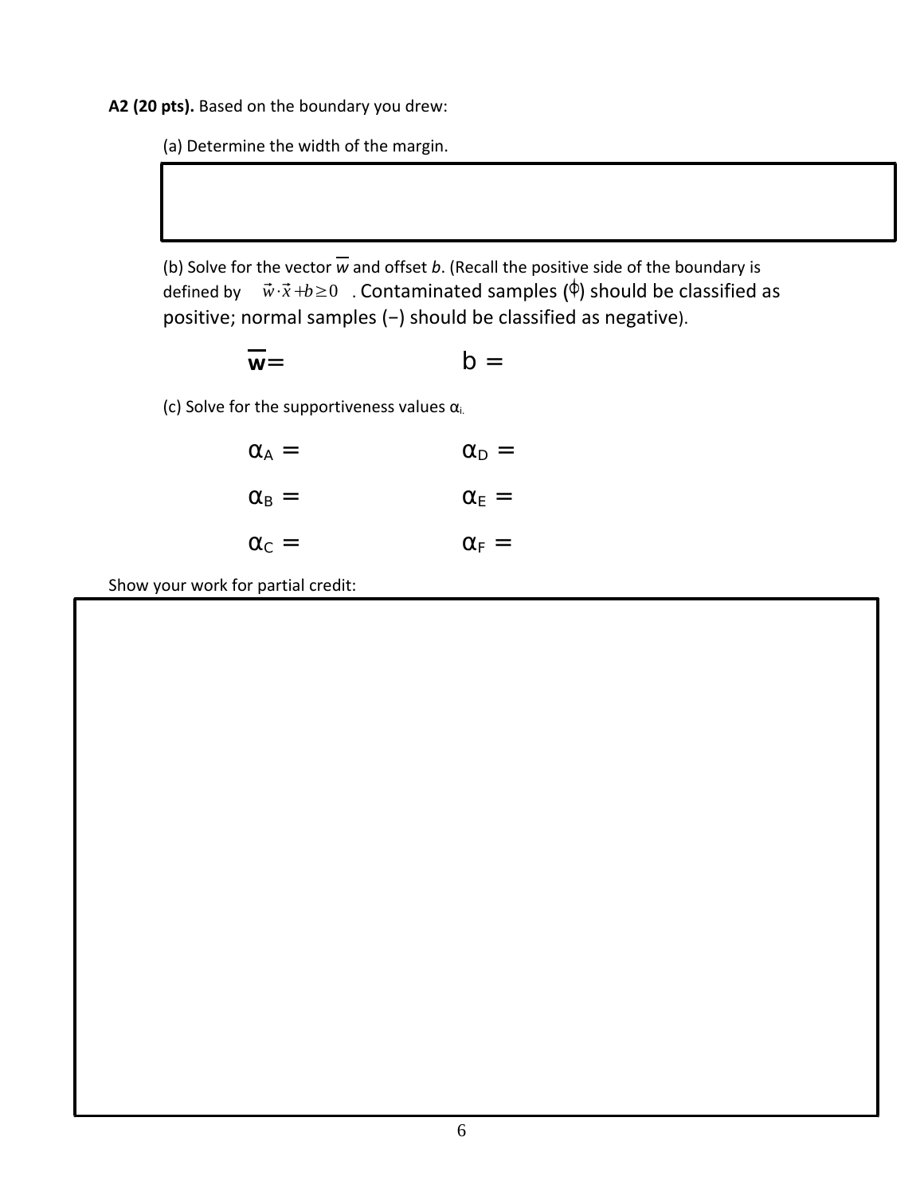**A2 (20 pts).** Based on the boundary you drew:

(a) Determine the width of the margin.

(b) Solve for the vector $\overline{w}$ and offset *b*. (Recall the positive side of the boundary is defined by $\vec{w} \cdot \vec{x} + b \geq 0$. Contaminated samples (⏀) should be classified as positive; normal samples (−) should be classified as negative).

$\overline{\mathbf{w}}=$ $\qquad\qquad\qquad$ b =

(c) Solve for the supportiveness values $\alpha_i$.

$\alpha_A =$ $\qquad\qquad\qquad$ $\alpha_D =$

$\alpha_B =$ $\qquad\qquad\qquad$ $\alpha_E =$

$\alpha_C =$ $\qquad\qquad\qquad$ $\alpha_F =$

Show your work for partial credit: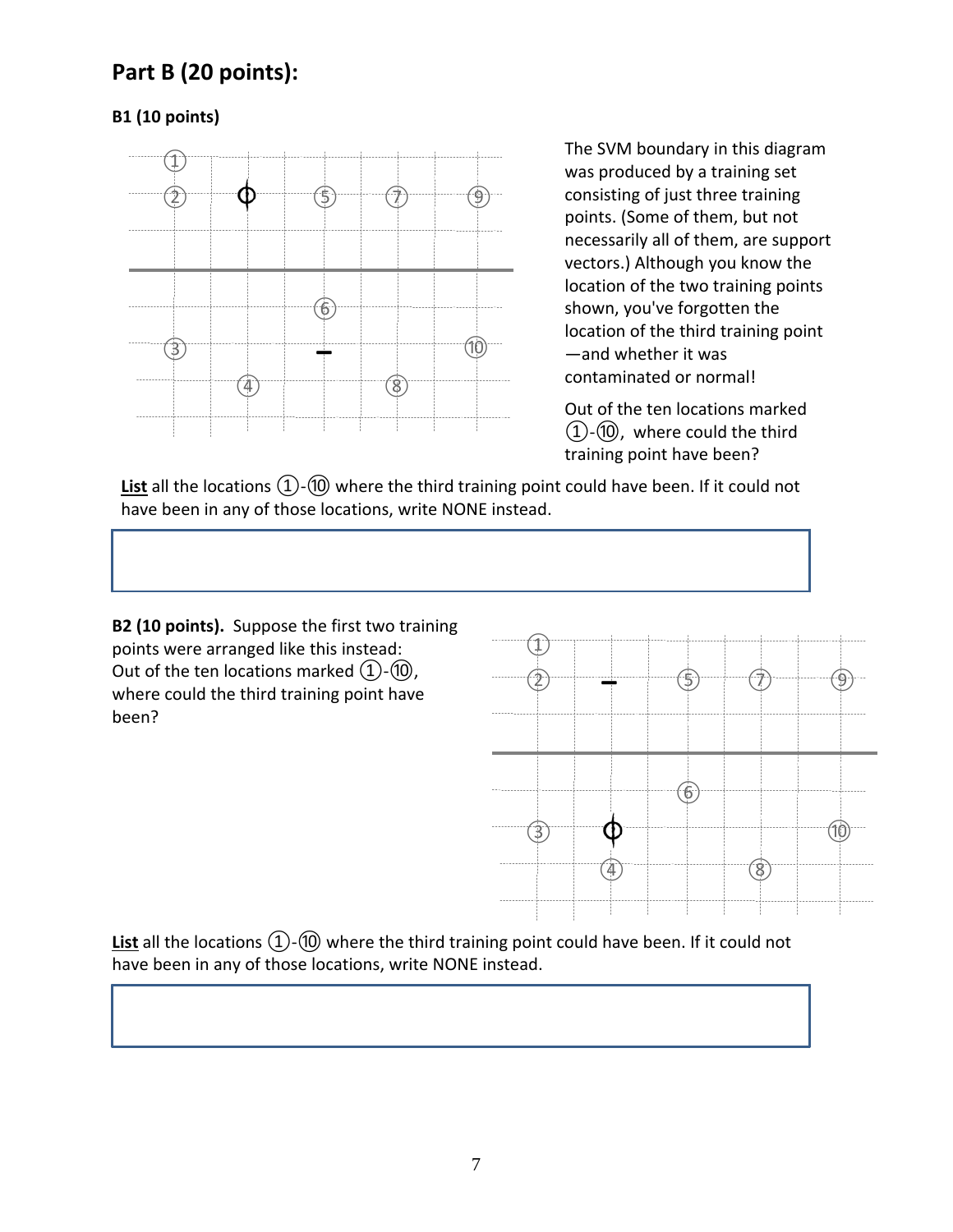## Part B (20 points):

### B1 (10 points)

The SVM boundary in this diagram was produced by a training set consisting of just three training points. (Some of them, but not necessarily all of them, are support vectors.) Although you know the location of the two training points shown, you've forgotten the location of the third training point—and whether it was contaminated or normal!

Out of the ten locations marked ①-⑩, where could the third training point have been?

**List** all the locations ①-⑩ where the third training point could have been. If it could not have been in any of those locations, write NONE instead.

### B2 (10 points).

Suppose the first two training points were arranged like this instead: Out of the ten locations marked ①-⑩, where could the third training point have been?

**List** all the locations ①-⑩ where the third training point could have been. If it could not have been in any of those locations, write NONE instead.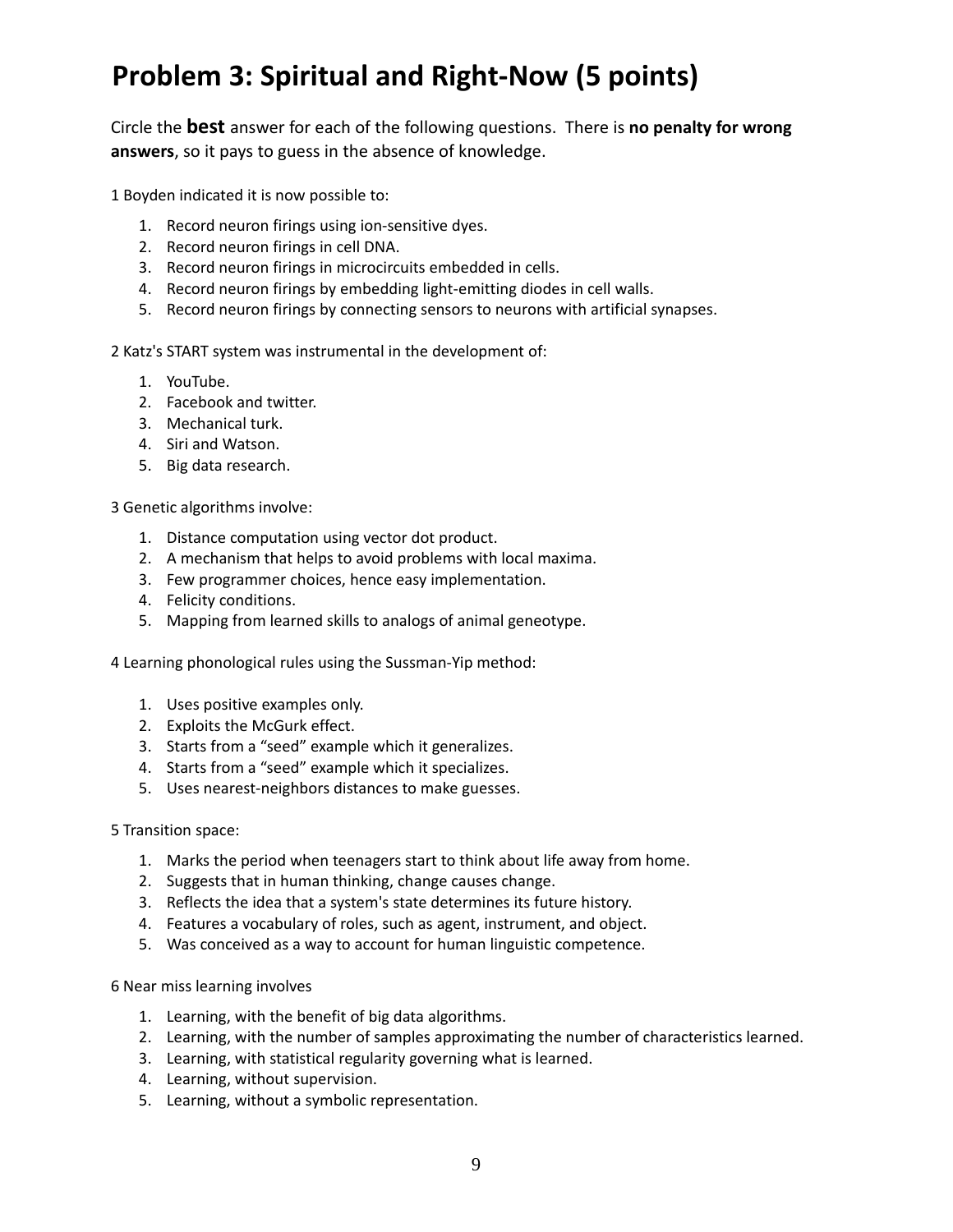# Problem 3: Spiritual and Right-Now (5 points)

Circle the **best** answer for each of the following questions. There is **no penalty for wrong answers**, so it pays to guess in the absence of knowledge.

1 Boyden indicated it is now possible to:

1. Record neuron firings using ion-sensitive dyes.
2. Record neuron firings in cell DNA.
3. Record neuron firings in microcircuits embedded in cells.
4. Record neuron firings by embedding light-emitting diodes in cell walls.
5. Record neuron firings by connecting sensors to neurons with artificial synapses.

2 Katz's START system was instrumental in the development of:

1. YouTube.
2. Facebook and twitter.
3. Mechanical turk.
4. Siri and Watson.
5. Big data research.

3 Genetic algorithms involve:

1. Distance computation using vector dot product.
2. A mechanism that helps to avoid problems with local maxima.
3. Few programmer choices, hence easy implementation.
4. Felicity conditions.
5. Mapping from learned skills to analogs of animal geneotype.

4 Learning phonological rules using the Sussman-Yip method:

1. Uses positive examples only.
2. Exploits the McGurk effect.
3. Starts from a "seed" example which it generalizes.
4. Starts from a "seed" example which it specializes.
5. Uses nearest-neighbors distances to make guesses.

5 Transition space:

1. Marks the period when teenagers start to think about life away from home.
2. Suggests that in human thinking, change causes change.
3. Reflects the idea that a system's state determines its future history.
4. Features a vocabulary of roles, such as agent, instrument, and object.
5. Was conceived as a way to account for human linguistic competence.

6 Near miss learning involves

1. Learning, with the benefit of big data algorithms.
2. Learning, with the number of samples approximating the number of characteristics learned.
3. Learning, with statistical regularity governing what is learned.
4. Learning, without supervision.
5. Learning, without a symbolic representation.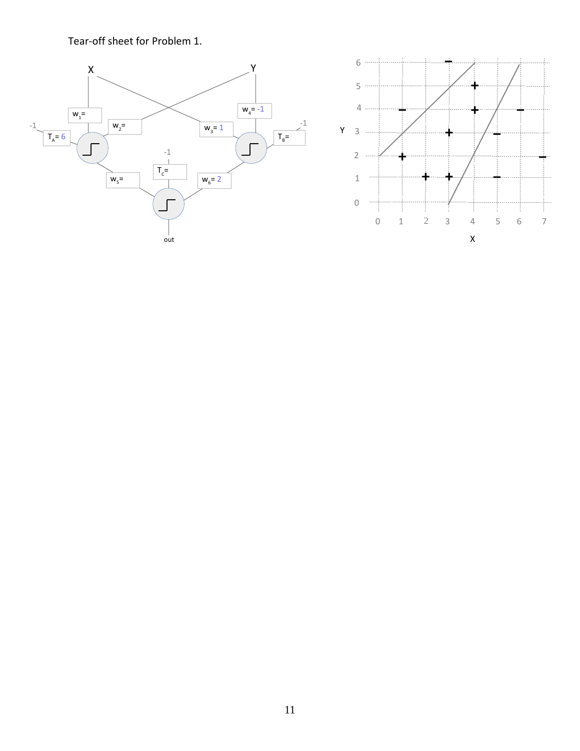Tear-off sheet for Problem 1.

X

Y

$w_1$=

$w_2$=

$w_3$= 1

$w_4$= -1

-1

$T_A$= 6

-1

$T_B$=

-1

$T_C$=

$w_5$=

$w_6$= 2

out

6
5
4
3
2
1
0

Y

0 1 2 3 4 5 6 7

X